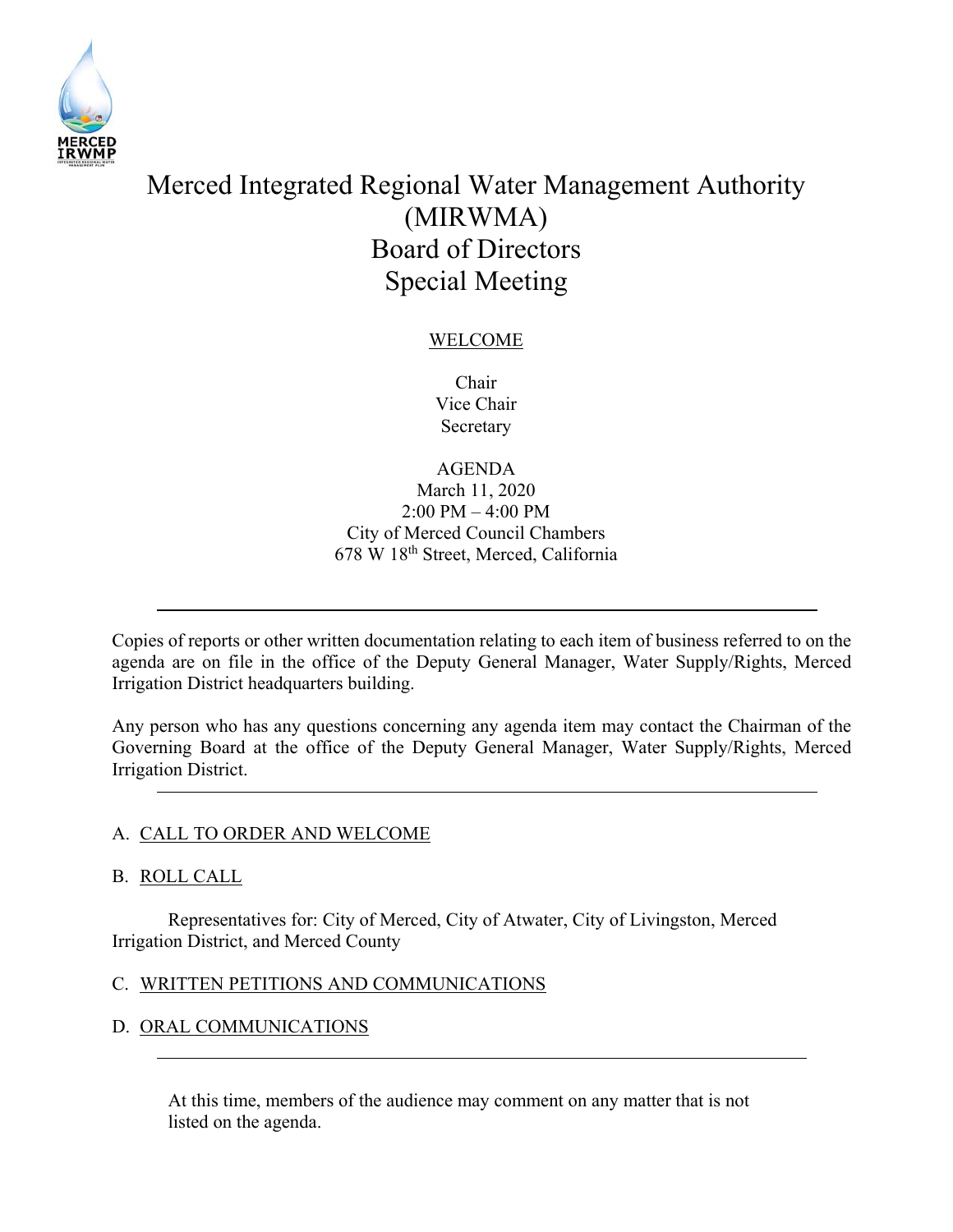# Merced Integrated Regional Water Management Authority (MIRWMA) Board of Directors Special Meeting

WELCOME

Chair
Vice Chair
Secretary

AGENDA
March 11, 2020
2:00 PM – 4:00 PM
City of Merced Council Chambers
678 W 18th Street, Merced, California

---

Copies of reports or other written documentation relating to each item of business referred to on the agenda are on file in the office of the Deputy General Manager, Water Supply/Rights, Merced Irrigation District headquarters building.

Any person who has any questions concerning any agenda item may contact the Chairman of the Governing Board at the office of the Deputy General Manager, Water Supply/Rights, Merced Irrigation District.

---

A. CALL TO ORDER AND WELCOME

B. ROLL CALL

Representatives for: City of Merced, City of Atwater, City of Livingston, Merced Irrigation District, and Merced County

C. WRITTEN PETITIONS AND COMMUNICATIONS

D. ORAL COMMUNICATIONS

---

At this time, members of the audience may comment on any matter that is not listed on the agenda.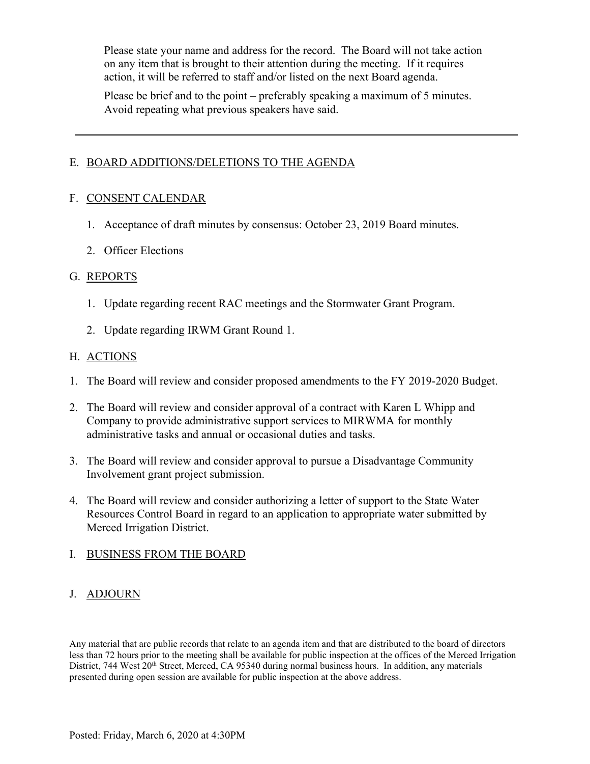Please state your name and address for the record. The Board will not take action on any item that is brought to their attention during the meeting. If it requires action, it will be referred to staff and/or listed on the next Board agenda.

Please be brief and to the point – preferably speaking a maximum of 5 minutes. Avoid repeating what previous speakers have said.

---

E. BOARD ADDITIONS/DELETIONS TO THE AGENDA

F. CONSENT CALENDAR

1. Acceptance of draft minutes by consensus: October 23, 2019 Board minutes.
2. Officer Elections

G. REPORTS

1. Update regarding recent RAC meetings and the Stormwater Grant Program.
2. Update regarding IRWM Grant Round 1.

H. ACTIONS

1. The Board will review and consider proposed amendments to the FY 2019-2020 Budget.
2. The Board will review and consider approval of a contract with Karen L Whipp and Company to provide administrative support services to MIRWMA for monthly administrative tasks and annual or occasional duties and tasks.
3. The Board will review and consider approval to pursue a Disadvantage Community Involvement grant project submission.
4. The Board will review and consider authorizing a letter of support to the State Water Resources Control Board in regard to an application to appropriate water submitted by Merced Irrigation District.

I. BUSINESS FROM THE BOARD

J. ADJOURN

Any material that are public records that relate to an agenda item and that are distributed to the board of directors less than 72 hours prior to the meeting shall be available for public inspection at the offices of the Merced Irrigation District, 744 West 20th Street, Merced, CA 95340 during normal business hours. In addition, any materials presented during open session are available for public inspection at the above address.

Posted: Friday, March 6, 2020 at 4:30PM